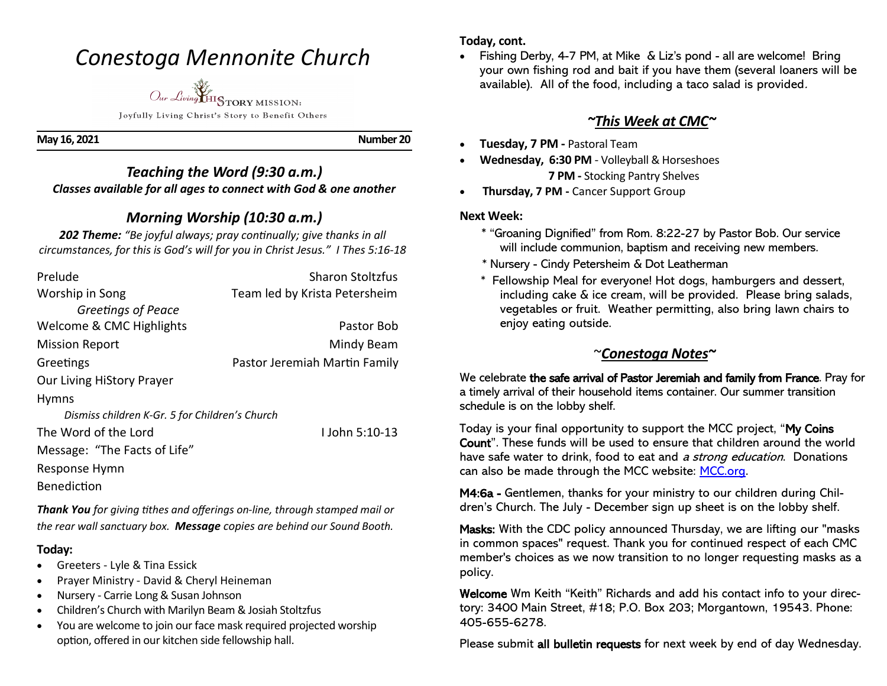# *Conestoga Mennonite Church*

Our Living HiSTORY MISSION:

Joyfully Living Christ's Story to Benefit Others

**May 16, 2021** **Number 20**

## *Teaching the Word (9:30 a.m.)*

***Classes available for all ages to connect with God & one another***

## *Morning Worship (10:30 a.m.)*

***202 Theme:*** *"Be joyful always; pray continually; give thanks in all circumstances, for this is God's will for you in Christ Jesus." I Thes 5:16-18*

| | |
|---|---|
| Prelude | Sharon Stoltzfus |
| Worship in Song | Team led by Krista Petersheim |
| *Greetings of Peace* | |
| Welcome & CMC Highlights | Pastor Bob |
| Mission Report | Mindy Beam |
| Greetings | Pastor Jeremiah Martin Family |
| Our Living HiStory Prayer | |
| Hymns | |
| *Dismiss children K-Gr. 5 for Children's Church* | |
| The Word of the Lord | I John 5:10-13 |
| Message: "The Facts of Life" | |
| Response Hymn | |
| Benediction | |

***Thank You*** *for giving tithes and offerings on-line, through stamped mail or the rear wall sanctuary box.* ***Message*** *copies are behind our Sound Booth.*

**Today:**

- Greeters - Lyle & Tina Essick
- Prayer Ministry - David & Cheryl Heineman
- Nursery - Carrie Long & Susan Johnson
- Children's Church with Marilyn Beam & Josiah Stoltzfus
- You are welcome to join our face mask required projected worship option, offered in our kitchen side fellowship hall.

**Today, cont.**

- Fishing Derby, 4-7 PM, at Mike & Liz's pond - all are welcome! Bring your own fishing rod and bait if you have them (several loaners will be available). All of the food, including a taco salad is provided.

## *~This Week at CMC~*

- **Tuesday, 7 PM -** Pastoral Team
- **Wednesday, 6:30 PM** - Volleyball & Horseshoes
  **7 PM -** Stocking Pantry Shelves
- **Thursday, 7 PM -** Cancer Support Group

**Next Week:**

* "Groaning Dignified" from Rom. 8:22-27 by Pastor Bob. Our service will include communion, baptism and receiving new members.
* Nursery - Cindy Petersheim & Dot Leatherman
* Fellowship Meal for everyone! Hot dogs, hamburgers and dessert, including cake & ice cream, will be provided. Please bring salads, vegetables or fruit. Weather permitting, also bring lawn chairs to enjoy eating outside.

## *~Conestoga Notes~*

We celebrate **the safe arrival of Pastor Jeremiah and family from France**. Pray for a timely arrival of their household items container. Our summer transition schedule is on the lobby shelf.

Today is your final opportunity to support the MCC project, "**My Coins Count**". These funds will be used to ensure that children around the world have safe water to drink, food to eat and *a strong education*. Donations can also be made through the MCC website: MCC.org.

**M4:6a -** Gentlemen, thanks for your ministry to our children during Children's Church. The July - December sign up sheet is on the lobby shelf.

**Masks:** With the CDC policy announced Thursday, we are lifting our "masks in common spaces" request. Thank you for continued respect of each CMC member's choices as we now transition to no longer requesting masks as a policy.

**Welcome** Wm Keith "Keith" Richards and add his contact info to your directory: 3400 Main Street, #18; P.O. Box 203; Morgantown, 19543. Phone: 405-655-6278.

Please submit **all bulletin requests** for next week by end of day Wednesday.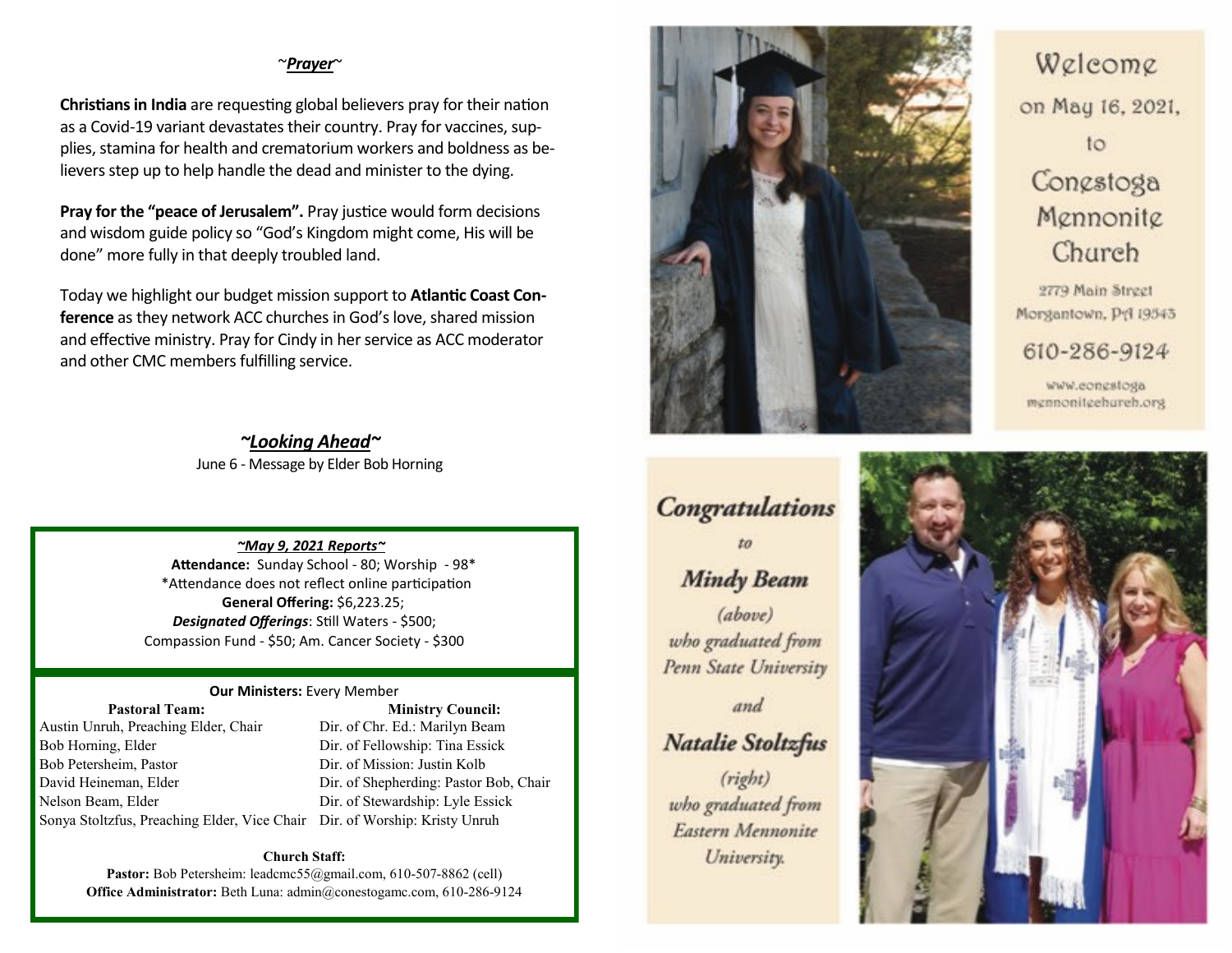## ~*Prayer*~

**Christians in India** are requesting global believers pray for their nation as a Covid-19 variant devastates their country. Pray for vaccines, supplies, stamina for health and crematorium workers and boldness as believers step up to help handle the dead and minister to the dying.

**Pray for the "peace of Jerusalem".** Pray justice would form decisions and wisdom guide policy so "God's Kingdom might come, His will be done" more fully in that deeply troubled land.

Today we highlight our budget mission support to **Atlantic Coast Conference** as they network ACC churches in God's love, shared mission and effective ministry. Pray for Cindy in her service as ACC moderator and other CMC members fulfilling service.

## ~*Looking Ahead*~

June 6 - Message by Elder Bob Horning

### ~*May 9, 2021 Reports*~

**Attendance:** Sunday School - 80; Worship - 98*

*Attendance does not reflect online participation

**General Offering:** $6,223.25;

***Designated Offerings***: Still Waters - $500; Compassion Fund - $50; Am. Cancer Society - $300

**Our Ministers:** Every Member

| Pastoral Team: | Ministry Council: |
| --- | --- |
| Austin Unruh, Preaching Elder, Chair | Dir. of Chr. Ed.: Marilyn Beam |
| Bob Horning, Elder | Dir. of Fellowship: Tina Essick |
| Bob Petersheim, Pastor | Dir. of Mission: Justin Kolb |
| David Heineman, Elder | Dir. of Shepherding: Pastor Bob, Chair |
| Nelson Beam, Elder | Dir. of Stewardship: Lyle Essick |
| Sonya Stoltzfus, Preaching Elder, Vice Chair | Dir. of Worship: Kristy Unruh |

**Church Staff:**

**Pastor:** Bob Petersheim: leadcmc55@gmail.com, 610-507-8862 (cell)

**Office Administrator:** Beth Luna: admin@conestogamc.com, 610-286-9124

# Welcome on May 16, 2021, to Conestoga Mennonite Church

2779 Main Street
Morgantown, PA 19543

610-286-9124

www.conestogamennonitechurch.org

***Congratulations***

*to*

***Mindy Beam***

*(above)*
*who graduated from Penn State University*

*and*

***Natalie Stoltzfus***

*(right)*
*who graduated from Eastern Mennonite University.*